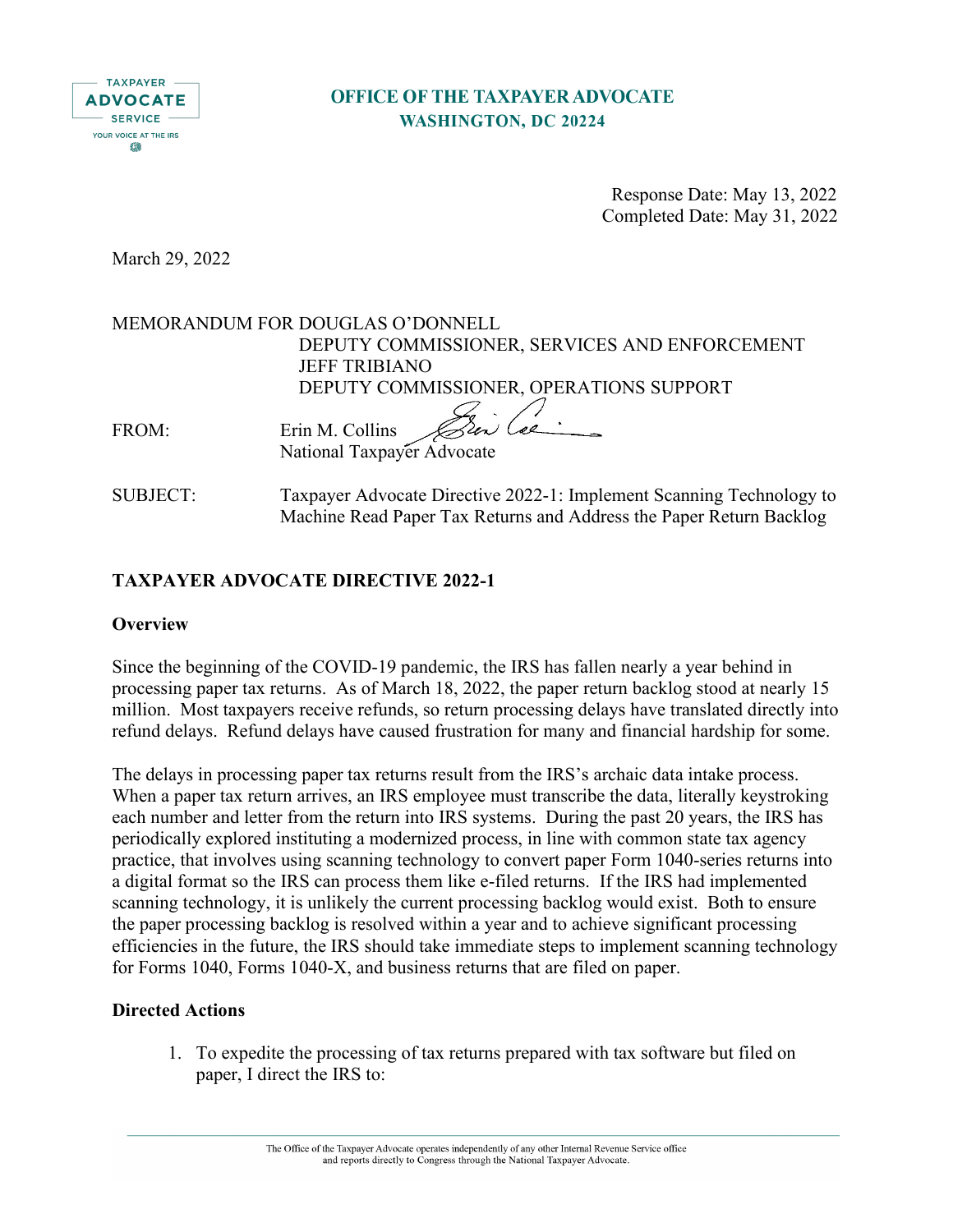**OFFICE OF THE TAXPAYER ADVOCATE**
**WASHINGTON, DC 20224**

Response Date: May 13, 2022
Completed Date: May 31, 2022

March 29, 2022

MEMORANDUM FOR DOUGLAS O'DONNELL
DEPUTY COMMISSIONER, SERVICES AND ENFORCEMENT
JEFF TRIBIANO
DEPUTY COMMISSIONER, OPERATIONS SUPPORT

FROM: Erin M. Collins
National Taxpayer Advocate

SUBJECT: Taxpayer Advocate Directive 2022-1: Implement Scanning Technology to Machine Read Paper Tax Returns and Address the Paper Return Backlog

## TAXPAYER ADVOCATE DIRECTIVE 2022-1

### Overview

Since the beginning of the COVID-19 pandemic, the IRS has fallen nearly a year behind in processing paper tax returns. As of March 18, 2022, the paper return backlog stood at nearly 15 million. Most taxpayers receive refunds, so return processing delays have translated directly into refund delays. Refund delays have caused frustration for many and financial hardship for some.

The delays in processing paper tax returns result from the IRS's archaic data intake process. When a paper tax return arrives, an IRS employee must transcribe the data, literally keystroking each number and letter from the return into IRS systems. During the past 20 years, the IRS has periodically explored instituting a modernized process, in line with common state tax agency practice, that involves using scanning technology to convert paper Form 1040-series returns into a digital format so the IRS can process them like e-filed returns. If the IRS had implemented scanning technology, it is unlikely the current processing backlog would exist. Both to ensure the paper processing backlog is resolved within a year and to achieve significant processing efficiencies in the future, the IRS should take immediate steps to implement scanning technology for Forms 1040, Forms 1040-X, and business returns that are filed on paper.

### Directed Actions

1. To expedite the processing of tax returns prepared with tax software but filed on paper, I direct the IRS to: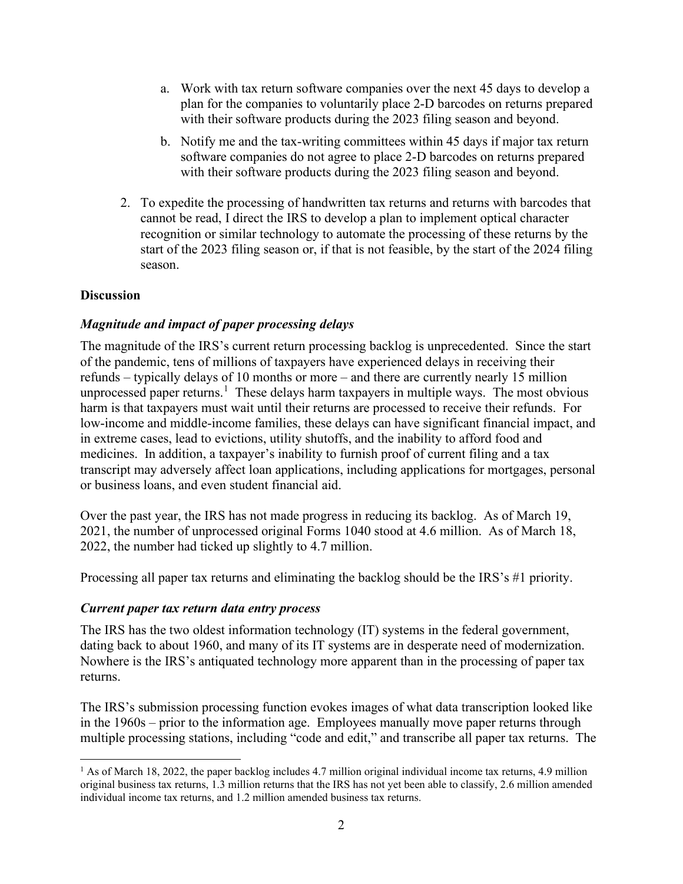a. Work with tax return software companies over the next 45 days to develop a plan for the companies to voluntarily place 2-D barcodes on returns prepared with their software products during the 2023 filing season and beyond.

   b. Notify me and the tax-writing committees within 45 days if major tax return software companies do not agree to place 2-D barcodes on returns prepared with their software products during the 2023 filing season and beyond.

2. To expedite the processing of handwritten tax returns and returns with barcodes that cannot be read, I direct the IRS to develop a plan to implement optical character recognition or similar technology to automate the processing of these returns by the start of the 2023 filing season or, if that is not feasible, by the start of the 2024 filing season.

**Discussion**

***Magnitude and impact of paper processing delays***

The magnitude of the IRS's current return processing backlog is unprecedented. Since the start of the pandemic, tens of millions of taxpayers have experienced delays in receiving their refunds – typically delays of 10 months or more – and there are currently nearly 15 million unprocessed paper returns.[1] These delays harm taxpayers in multiple ways. The most obvious harm is that taxpayers must wait until their returns are processed to receive their refunds. For low-income and middle-income families, these delays can have significant financial impact, and in extreme cases, lead to evictions, utility shutoffs, and the inability to afford food and medicines. In addition, a taxpayer's inability to furnish proof of current filing and a tax transcript may adversely affect loan applications, including applications for mortgages, personal or business loans, and even student financial aid.

Over the past year, the IRS has not made progress in reducing its backlog. As of March 19, 2021, the number of unprocessed original Forms 1040 stood at 4.6 million. As of March 18, 2022, the number had ticked up slightly to 4.7 million.

Processing all paper tax returns and eliminating the backlog should be the IRS's #1 priority.

***Current paper tax return data entry process***

The IRS has the two oldest information technology (IT) systems in the federal government, dating back to about 1960, and many of its IT systems are in desperate need of modernization. Nowhere is the IRS's antiquated technology more apparent than in the processing of paper tax returns.

The IRS's submission processing function evokes images of what data transcription looked like in the 1960s – prior to the information age. Employees manually move paper returns through multiple processing stations, including "code and edit," and transcribe all paper tax returns. The

[1] As of March 18, 2022, the paper backlog includes 4.7 million original individual income tax returns, 4.9 million original business tax returns, 1.3 million returns that the IRS has not yet been able to classify, 2.6 million amended individual income tax returns, and 1.2 million amended business tax returns.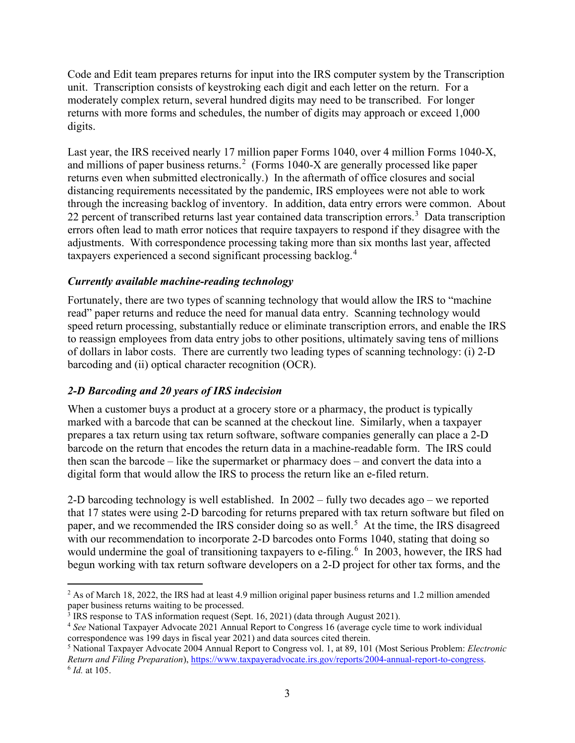Code and Edit team prepares returns for input into the IRS computer system by the Transcription unit. Transcription consists of keystroking each digit and each letter on the return. For a moderately complex return, several hundred digits may need to be transcribed. For longer returns with more forms and schedules, the number of digits may approach or exceed 1,000 digits.

Last year, the IRS received nearly 17 million paper Forms 1040, over 4 million Forms 1040-X, and millions of paper business returns.[2] (Forms 1040-X are generally processed like paper returns even when submitted electronically.) In the aftermath of office closures and social distancing requirements necessitated by the pandemic, IRS employees were not able to work through the increasing backlog of inventory. In addition, data entry errors were common. About 22 percent of transcribed returns last year contained data transcription errors.[3] Data transcription errors often lead to math error notices that require taxpayers to respond if they disagree with the adjustments. With correspondence processing taking more than six months last year, affected taxpayers experienced a second significant processing backlog.[4]

### *Currently available machine-reading technology*

Fortunately, there are two types of scanning technology that would allow the IRS to "machine read" paper returns and reduce the need for manual data entry. Scanning technology would speed return processing, substantially reduce or eliminate transcription errors, and enable the IRS to reassign employees from data entry jobs to other positions, ultimately saving tens of millions of dollars in labor costs. There are currently two leading types of scanning technology: (i) 2-D barcoding and (ii) optical character recognition (OCR).

### *2-D Barcoding and 20 years of IRS indecision*

When a customer buys a product at a grocery store or a pharmacy, the product is typically marked with a barcode that can be scanned at the checkout line. Similarly, when a taxpayer prepares a tax return using tax return software, software companies generally can place a 2-D barcode on the return that encodes the return data in a machine-readable form. The IRS could then scan the barcode – like the supermarket or pharmacy does – and convert the data into a digital form that would allow the IRS to process the return like an e-filed return.

2-D barcoding technology is well established. In 2002 – fully two decades ago – we reported that 17 states were using 2-D barcoding for returns prepared with tax return software but filed on paper, and we recommended the IRS consider doing so as well.[5] At the time, the IRS disagreed with our recommendation to incorporate 2-D barcodes onto Forms 1040, stating that doing so would undermine the goal of transitioning taxpayers to e-filing.[6] In 2003, however, the IRS had begun working with tax return software developers on a 2-D project for other tax forms, and the

---

[2] As of March 18, 2022, the IRS had at least 4.9 million original paper business returns and 1.2 million amended paper business returns waiting to be processed.

[3] IRS response to TAS information request (Sept. 16, 2021) (data through August 2021).

[4] *See* National Taxpayer Advocate 2021 Annual Report to Congress 16 (average cycle time to work individual correspondence was 199 days in fiscal year 2021) and data sources cited therein.

[5] National Taxpayer Advocate 2004 Annual Report to Congress vol. 1, at 89, 101 (Most Serious Problem: *Electronic Return and Filing Preparation*), https://www.taxpayeradvocate.irs.gov/reports/2004-annual-report-to-congress.

[6] *Id.* at 105.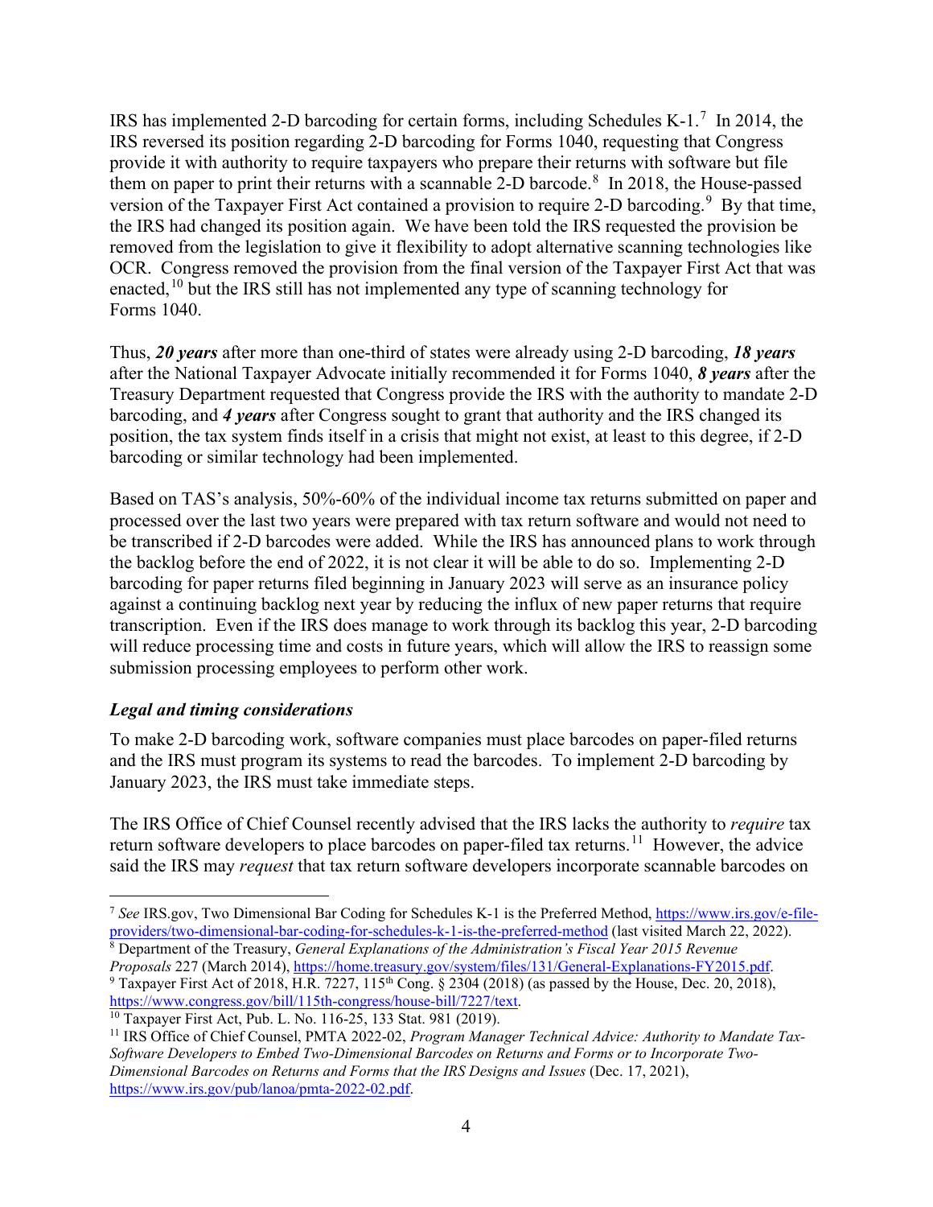IRS has implemented 2-D barcoding for certain forms, including Schedules K-1.[7] In 2014, the IRS reversed its position regarding 2-D barcoding for Forms 1040, requesting that Congress provide it with authority to require taxpayers who prepare their returns with software but file them on paper to print their returns with a scannable 2-D barcode.[8] In 2018, the House-passed version of the Taxpayer First Act contained a provision to require 2-D barcoding.[9] By that time, the IRS had changed its position again. We have been told the IRS requested the provision be removed from the legislation to give it flexibility to adopt alternative scanning technologies like OCR. Congress removed the provision from the final version of the Taxpayer First Act that was enacted,[10] but the IRS still has not implemented any type of scanning technology for Forms 1040.

Thus, ***20 years*** after more than one-third of states were already using 2-D barcoding, ***18 years*** after the National Taxpayer Advocate initially recommended it for Forms 1040, ***8 years*** after the Treasury Department requested that Congress provide the IRS with the authority to mandate 2-D barcoding, and ***4 years*** after Congress sought to grant that authority and the IRS changed its position, the tax system finds itself in a crisis that might not exist, at least to this degree, if 2-D barcoding or similar technology had been implemented.

Based on TAS's analysis, 50%-60% of the individual income tax returns submitted on paper and processed over the last two years were prepared with tax return software and would not need to be transcribed if 2-D barcodes were added. While the IRS has announced plans to work through the backlog before the end of 2022, it is not clear it will be able to do so. Implementing 2-D barcoding for paper returns filed beginning in January 2023 will serve as an insurance policy against a continuing backlog next year by reducing the influx of new paper returns that require transcription. Even if the IRS does manage to work through its backlog this year, 2-D barcoding will reduce processing time and costs in future years, which will allow the IRS to reassign some submission processing employees to perform other work.

### *Legal and timing considerations*

To make 2-D barcoding work, software companies must place barcodes on paper-filed returns and the IRS must program its systems to read the barcodes. To implement 2-D barcoding by January 2023, the IRS must take immediate steps.

The IRS Office of Chief Counsel recently advised that the IRS lacks the authority to *require* tax return software developers to place barcodes on paper-filed tax returns.[11] However, the advice said the IRS may *request* that tax return software developers incorporate scannable barcodes on

---

[7] *See* IRS.gov, Two Dimensional Bar Coding for Schedules K-1 is the Preferred Method, https://www.irs.gov/e-file-providers/two-dimensional-bar-coding-for-schedules-k-1-is-the-preferred-method (last visited March 22, 2022).

[8] Department of the Treasury, *General Explanations of the Administration's Fiscal Year 2015 Revenue Proposals* 227 (March 2014), https://home.treasury.gov/system/files/131/General-Explanations-FY2015.pdf.

[9] Taxpayer First Act of 2018, H.R. 7227, 115th Cong. § 2304 (2018) (as passed by the House, Dec. 20, 2018), https://www.congress.gov/bill/115th-congress/house-bill/7227/text.

[10] Taxpayer First Act, Pub. L. No. 116-25, 133 Stat. 981 (2019).

[11] IRS Office of Chief Counsel, PMTA 2022-02, *Program Manager Technical Advice: Authority to Mandate Tax-Software Developers to Embed Two-Dimensional Barcodes on Returns and Forms or to Incorporate Two-Dimensional Barcodes on Returns and Forms that the IRS Designs and Issues* (Dec. 17, 2021), https://www.irs.gov/pub/lanoa/pmta-2022-02.pdf.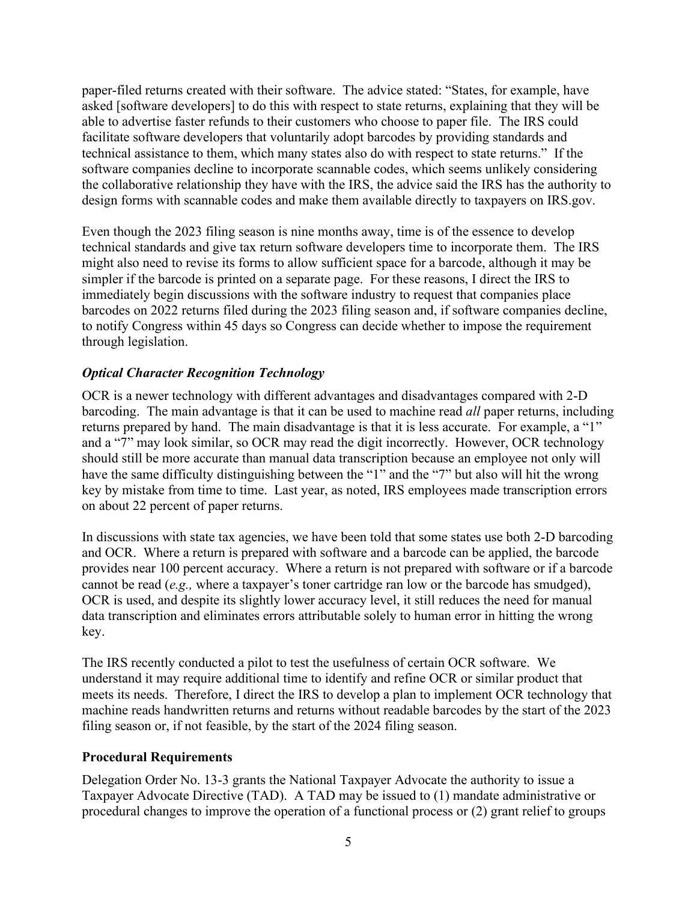paper-filed returns created with their software. The advice stated: "States, for example, have asked [software developers] to do this with respect to state returns, explaining that they will be able to advertise faster refunds to their customers who choose to paper file. The IRS could facilitate software developers that voluntarily adopt barcodes by providing standards and technical assistance to them, which many states also do with respect to state returns." If the software companies decline to incorporate scannable codes, which seems unlikely considering the collaborative relationship they have with the IRS, the advice said the IRS has the authority to design forms with scannable codes and make them available directly to taxpayers on IRS.gov.

Even though the 2023 filing season is nine months away, time is of the essence to develop technical standards and give tax return software developers time to incorporate them. The IRS might also need to revise its forms to allow sufficient space for a barcode, although it may be simpler if the barcode is printed on a separate page. For these reasons, I direct the IRS to immediately begin discussions with the software industry to request that companies place barcodes on 2022 returns filed during the 2023 filing season and, if software companies decline, to notify Congress within 45 days so Congress can decide whether to impose the requirement through legislation.

### *Optical Character Recognition Technology*

OCR is a newer technology with different advantages and disadvantages compared with 2-D barcoding. The main advantage is that it can be used to machine read *all* paper returns, including returns prepared by hand. The main disadvantage is that it is less accurate. For example, a "1" and a "7" may look similar, so OCR may read the digit incorrectly. However, OCR technology should still be more accurate than manual data transcription because an employee not only will have the same difficulty distinguishing between the "1" and the "7" but also will hit the wrong key by mistake from time to time. Last year, as noted, IRS employees made transcription errors on about 22 percent of paper returns.

In discussions with state tax agencies, we have been told that some states use both 2-D barcoding and OCR. Where a return is prepared with software and a barcode can be applied, the barcode provides near 100 percent accuracy. Where a return is not prepared with software or if a barcode cannot be read (*e.g.,* where a taxpayer's toner cartridge ran low or the barcode has smudged), OCR is used, and despite its slightly lower accuracy level, it still reduces the need for manual data transcription and eliminates errors attributable solely to human error in hitting the wrong key.

The IRS recently conducted a pilot to test the usefulness of certain OCR software. We understand it may require additional time to identify and refine OCR or similar product that meets its needs. Therefore, I direct the IRS to develop a plan to implement OCR technology that machine reads handwritten returns and returns without readable barcodes by the start of the 2023 filing season or, if not feasible, by the start of the 2024 filing season.

## Procedural Requirements

Delegation Order No. 13-3 grants the National Taxpayer Advocate the authority to issue a Taxpayer Advocate Directive (TAD). A TAD may be issued to (1) mandate administrative or procedural changes to improve the operation of a functional process or (2) grant relief to groups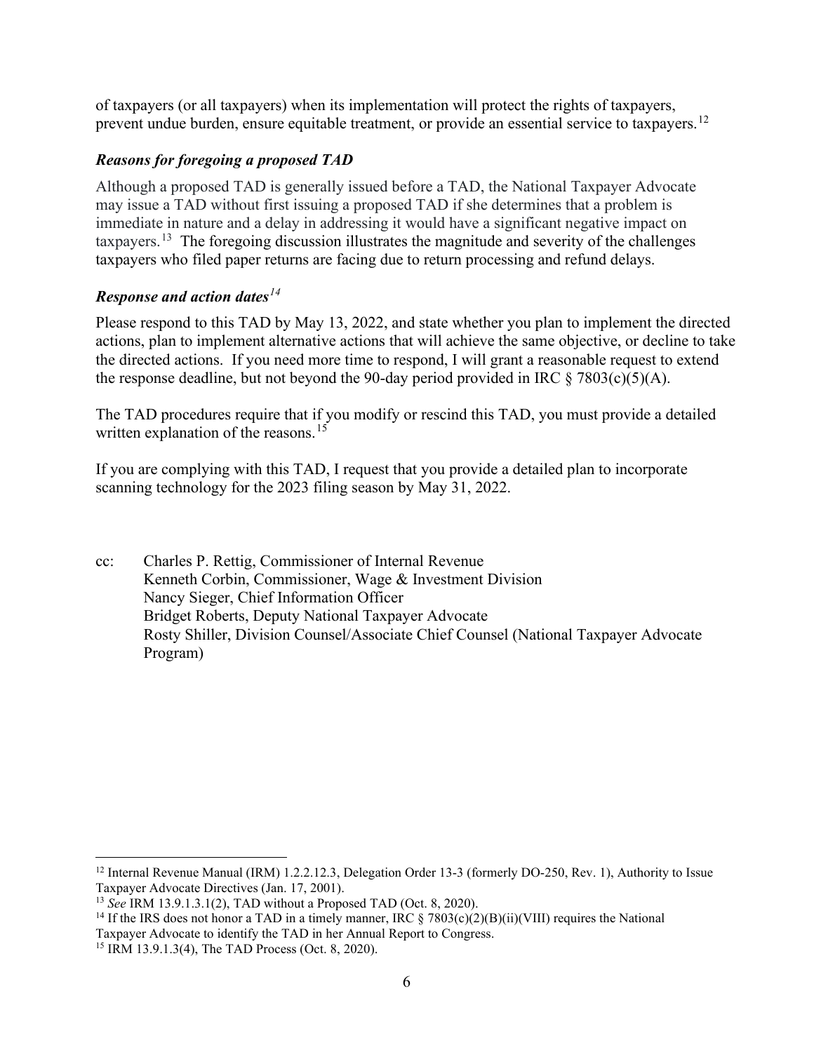of taxpayers (or all taxpayers) when its implementation will protect the rights of taxpayers, prevent undue burden, ensure equitable treatment, or provide an essential service to taxpayers.[12]

***Reasons for foregoing a proposed TAD***

Although a proposed TAD is generally issued before a TAD, the National Taxpayer Advocate may issue a TAD without first issuing a proposed TAD if she determines that a problem is immediate in nature and a delay in addressing it would have a significant negative impact on taxpayers.[13] The foregoing discussion illustrates the magnitude and severity of the challenges taxpayers who filed paper returns are facing due to return processing and refund delays.

***Response and action dates[14]***

Please respond to this TAD by May 13, 2022, and state whether you plan to implement the directed actions, plan to implement alternative actions that will achieve the same objective, or decline to take the directed actions. If you need more time to respond, I will grant a reasonable request to extend the response deadline, but not beyond the 90-day period provided in IRC § 7803(c)(5)(A).

The TAD procedures require that if you modify or rescind this TAD, you must provide a detailed written explanation of the reasons.[15]

If you are complying with this TAD, I request that you provide a detailed plan to incorporate scanning technology for the 2023 filing season by May 31, 2022.

cc: Charles P. Rettig, Commissioner of Internal Revenue
Kenneth Corbin, Commissioner, Wage & Investment Division
Nancy Sieger, Chief Information Officer
Bridget Roberts, Deputy National Taxpayer Advocate
Rosty Shiller, Division Counsel/Associate Chief Counsel (National Taxpayer Advocate Program)

---

[12] Internal Revenue Manual (IRM) 1.2.2.12.3, Delegation Order 13-3 (formerly DO-250, Rev. 1), Authority to Issue Taxpayer Advocate Directives (Jan. 17, 2001).

[13] *See* IRM 13.9.1.3.1(2), TAD without a Proposed TAD (Oct. 8, 2020).

[14] If the IRS does not honor a TAD in a timely manner, IRC § 7803(c)(2)(B)(ii)(VIII) requires the National Taxpayer Advocate to identify the TAD in her Annual Report to Congress.

[15] IRM 13.9.1.3(4), The TAD Process (Oct. 8, 2020).